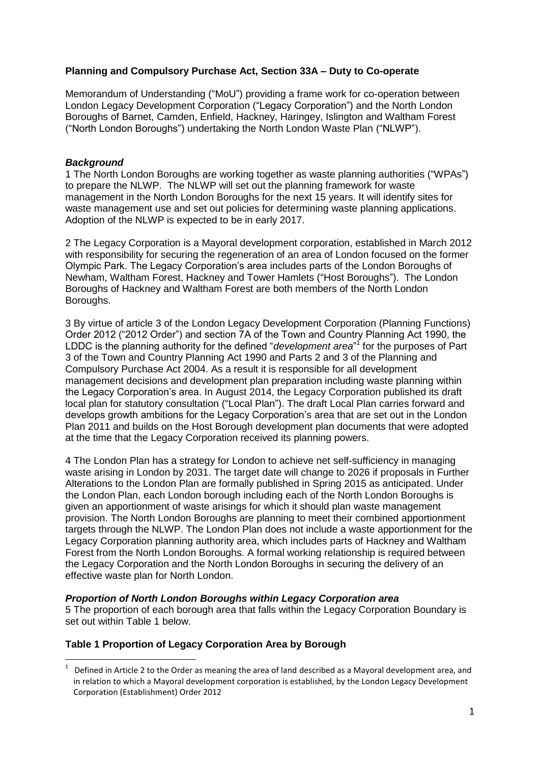**Planning and Compulsory Purchase Act, Section 33A – Duty to Co-operate**

Memorandum of Understanding ("MoU") providing a frame work for co-operation between London Legacy Development Corporation ("Legacy Corporation") and the North London Boroughs of Barnet, Camden, Enfield, Hackney, Haringey, Islington and Waltham Forest ("North London Boroughs") undertaking the North London Waste Plan ("NLWP").

***Background***

1 The North London Boroughs are working together as waste planning authorities ("WPAs") to prepare the NLWP. The NLWP will set out the planning framework for waste management in the North London Boroughs for the next 15 years. It will identify sites for waste management use and set out policies for determining waste planning applications. Adoption of the NLWP is expected to be in early 2017.

2 The Legacy Corporation is a Mayoral development corporation, established in March 2012 with responsibility for securing the regeneration of an area of London focused on the former Olympic Park. The Legacy Corporation's area includes parts of the London Boroughs of Newham, Waltham Forest, Hackney and Tower Hamlets ("Host Boroughs"). The London Boroughs of Hackney and Waltham Forest are both members of the North London Boroughs.

3 By virtue of article 3 of the London Legacy Development Corporation (Planning Functions) Order 2012 ("2012 Order") and section 7A of the Town and Country Planning Act 1990, the LDDC is the planning authority for the defined "*development area*"[1] for the purposes of Part 3 of the Town and Country Planning Act 1990 and Parts 2 and 3 of the Planning and Compulsory Purchase Act 2004. As a result it is responsible for all development management decisions and development plan preparation including waste planning within the Legacy Corporation's area. In August 2014, the Legacy Corporation published its draft local plan for statutory consultation ("Local Plan"). The draft Local Plan carries forward and develops growth ambitions for the Legacy Corporation's area that are set out in the London Plan 2011 and builds on the Host Borough development plan documents that were adopted at the time that the Legacy Corporation received its planning powers.

4 The London Plan has a strategy for London to achieve net self-sufficiency in managing waste arising in London by 2031. The target date will change to 2026 if proposals in Further Alterations to the London Plan are formally published in Spring 2015 as anticipated. Under the London Plan, each London borough including each of the North London Boroughs is given an apportionment of waste arisings for which it should plan waste management provision. The North London Boroughs are planning to meet their combined apportionment targets through the NLWP. The London Plan does not include a waste apportionment for the Legacy Corporation planning authority area, which includes parts of Hackney and Waltham Forest from the North London Boroughs. A formal working relationship is required between the Legacy Corporation and the North London Boroughs in securing the delivery of an effective waste plan for North London.

***Proportion of North London Boroughs within Legacy Corporation area***

5 The proportion of each borough area that falls within the Legacy Corporation Boundary is set out within Table 1 below.

**Table 1 Proportion of Legacy Corporation Area by Borough**

[1] Defined in Article 2 to the Order as meaning the area of land described as a Mayoral development area, and in relation to which a Mayoral development corporation is established, by the London Legacy Development Corporation (Establishment) Order 2012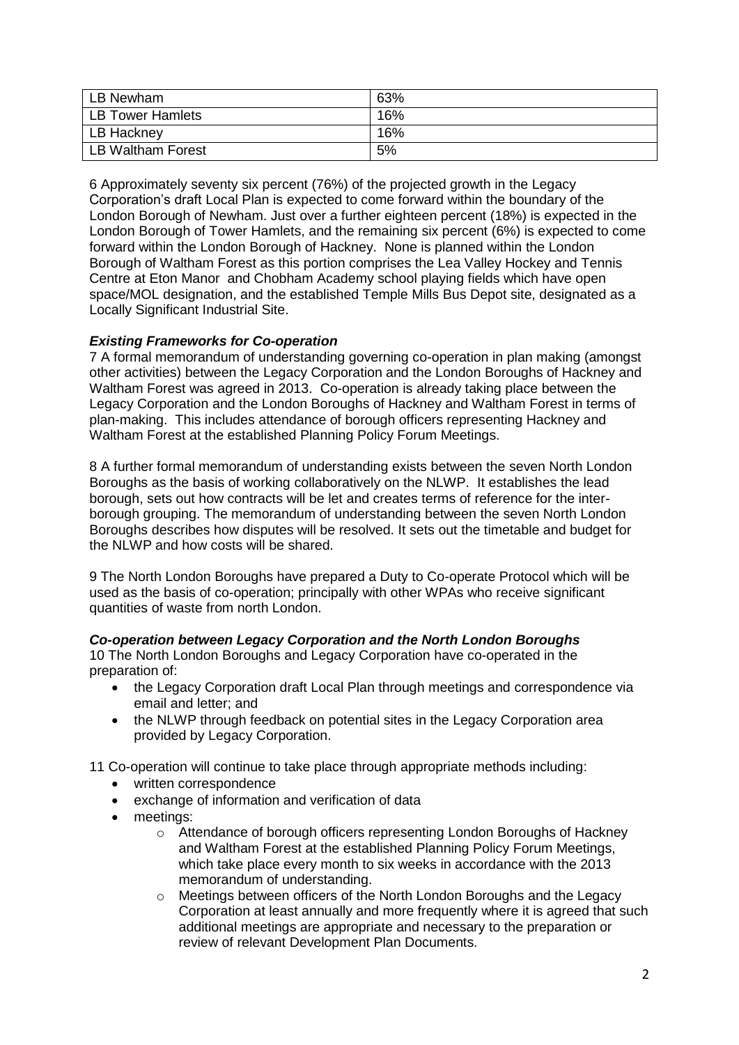| LB Newham | 63% |
|---|---|
| LB Tower Hamlets | 16% |
| LB Hackney | 16% |
| LB Waltham Forest | 5% |

6 Approximately seventy six percent (76%) of the projected growth in the Legacy Corporation's draft Local Plan is expected to come forward within the boundary of the London Borough of Newham. Just over a further eighteen percent (18%) is expected in the London Borough of Tower Hamlets, and the remaining six percent (6%) is expected to come forward within the London Borough of Hackney. None is planned within the London Borough of Waltham Forest as this portion comprises the Lea Valley Hockey and Tennis Centre at Eton Manor and Chobham Academy school playing fields which have open space/MOL designation, and the established Temple Mills Bus Depot site, designated as a Locally Significant Industrial Site.

***Existing Frameworks for Co-operation***

7 A formal memorandum of understanding governing co-operation in plan making (amongst other activities) between the Legacy Corporation and the London Boroughs of Hackney and Waltham Forest was agreed in 2013. Co-operation is already taking place between the Legacy Corporation and the London Boroughs of Hackney and Waltham Forest in terms of plan-making. This includes attendance of borough officers representing Hackney and Waltham Forest at the established Planning Policy Forum Meetings.

8 A further formal memorandum of understanding exists between the seven North London Boroughs as the basis of working collaboratively on the NLWP. It establishes the lead borough, sets out how contracts will be let and creates terms of reference for the inter-borough grouping. The memorandum of understanding between the seven North London Boroughs describes how disputes will be resolved. It sets out the timetable and budget for the NLWP and how costs will be shared.

9 The North London Boroughs have prepared a Duty to Co-operate Protocol which will be used as the basis of co-operation; principally with other WPAs who receive significant quantities of waste from north London.

***Co-operation between Legacy Corporation and the North London Boroughs***

10 The North London Boroughs and Legacy Corporation have co-operated in the preparation of:

- the Legacy Corporation draft Local Plan through meetings and correspondence via email and letter; and
- the NLWP through feedback on potential sites in the Legacy Corporation area provided by Legacy Corporation.

11 Co-operation will continue to take place through appropriate methods including:

- written correspondence
- exchange of information and verification of data
- meetings:
    - Attendance of borough officers representing London Boroughs of Hackney and Waltham Forest at the established Planning Policy Forum Meetings, which take place every month to six weeks in accordance with the 2013 memorandum of understanding.
    - Meetings between officers of the North London Boroughs and the Legacy Corporation at least annually and more frequently where it is agreed that such additional meetings are appropriate and necessary to the preparation or review of relevant Development Plan Documents.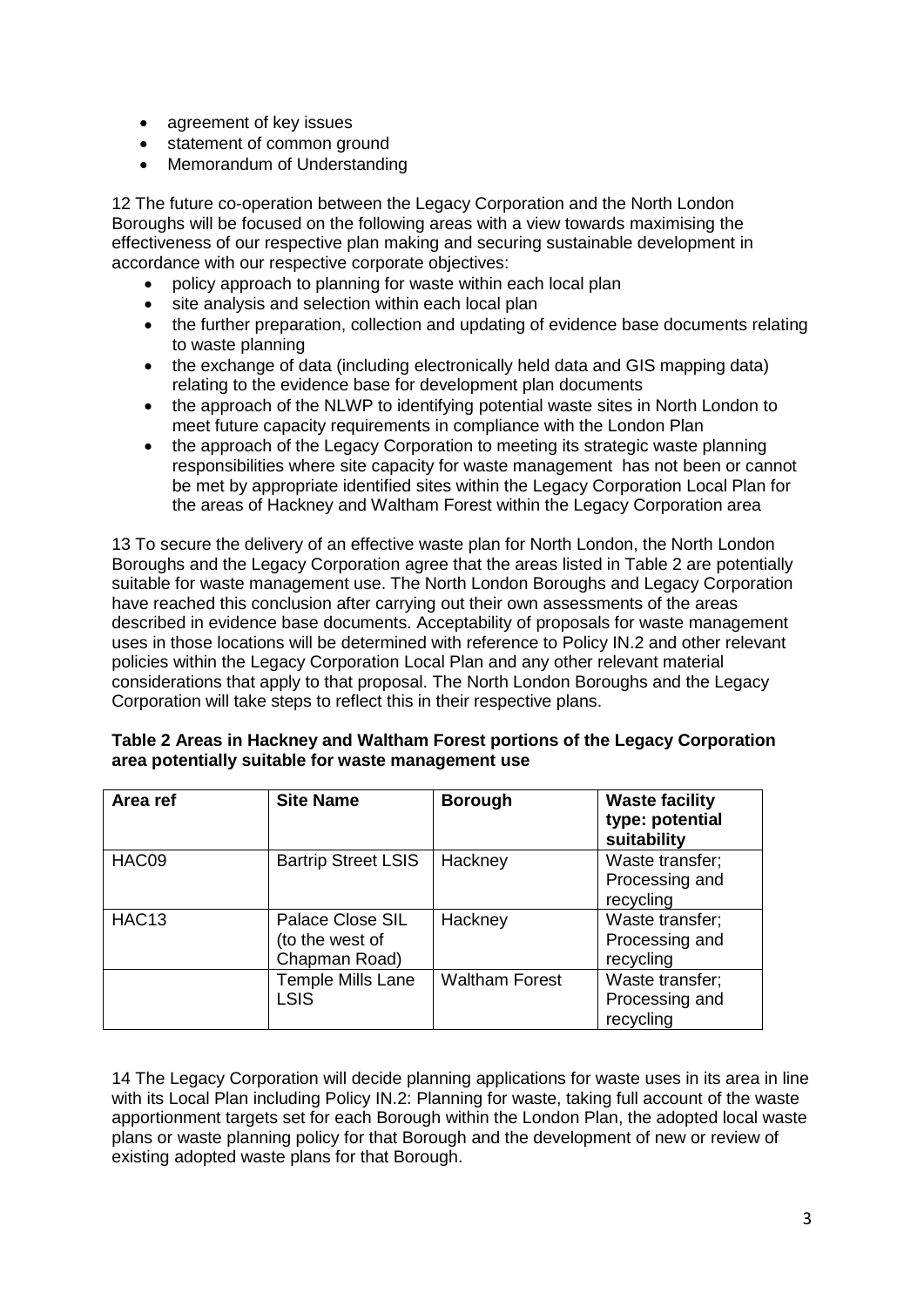- agreement of key issues
- statement of common ground
- Memorandum of Understanding

12 The future co-operation between the Legacy Corporation and the North London Boroughs will be focused on the following areas with a view towards maximising the effectiveness of our respective plan making and securing sustainable development in accordance with our respective corporate objectives:

- policy approach to planning for waste within each local plan
- site analysis and selection within each local plan
- the further preparation, collection and updating of evidence base documents relating to waste planning
- the exchange of data (including electronically held data and GIS mapping data) relating to the evidence base for development plan documents
- the approach of the NLWP to identifying potential waste sites in North London to meet future capacity requirements in compliance with the London Plan
- the approach of the Legacy Corporation to meeting its strategic waste planning responsibilities where site capacity for waste management has not been or cannot be met by appropriate identified sites within the Legacy Corporation Local Plan for the areas of Hackney and Waltham Forest within the Legacy Corporation area

13 To secure the delivery of an effective waste plan for North London, the North London Boroughs and the Legacy Corporation agree that the areas listed in Table 2 are potentially suitable for waste management use. The North London Boroughs and Legacy Corporation have reached this conclusion after carrying out their own assessments of the areas described in evidence base documents. Acceptability of proposals for waste management uses in those locations will be determined with reference to Policy IN.2 and other relevant policies within the Legacy Corporation Local Plan and any other relevant material considerations that apply to that proposal. The North London Boroughs and the Legacy Corporation will take steps to reflect this in their respective plans.

**Table 2 Areas in Hackney and Waltham Forest portions of the Legacy Corporation area potentially suitable for waste management use**

| Area ref | Site Name | Borough | Waste facility type: potential suitability |
|---|---|---|---|
| HAC09 | Bartrip Street LSIS | Hackney | Waste transfer; Processing and recycling |
| HAC13 | Palace Close SIL (to the west of Chapman Road) | Hackney | Waste transfer; Processing and recycling |
| | Temple Mills Lane LSIS | Waltham Forest | Waste transfer; Processing and recycling |

14 The Legacy Corporation will decide planning applications for waste uses in its area in line with its Local Plan including Policy IN.2: Planning for waste, taking full account of the waste apportionment targets set for each Borough within the London Plan, the adopted local waste plans or waste planning policy for that Borough and the development of new or review of existing adopted waste plans for that Borough.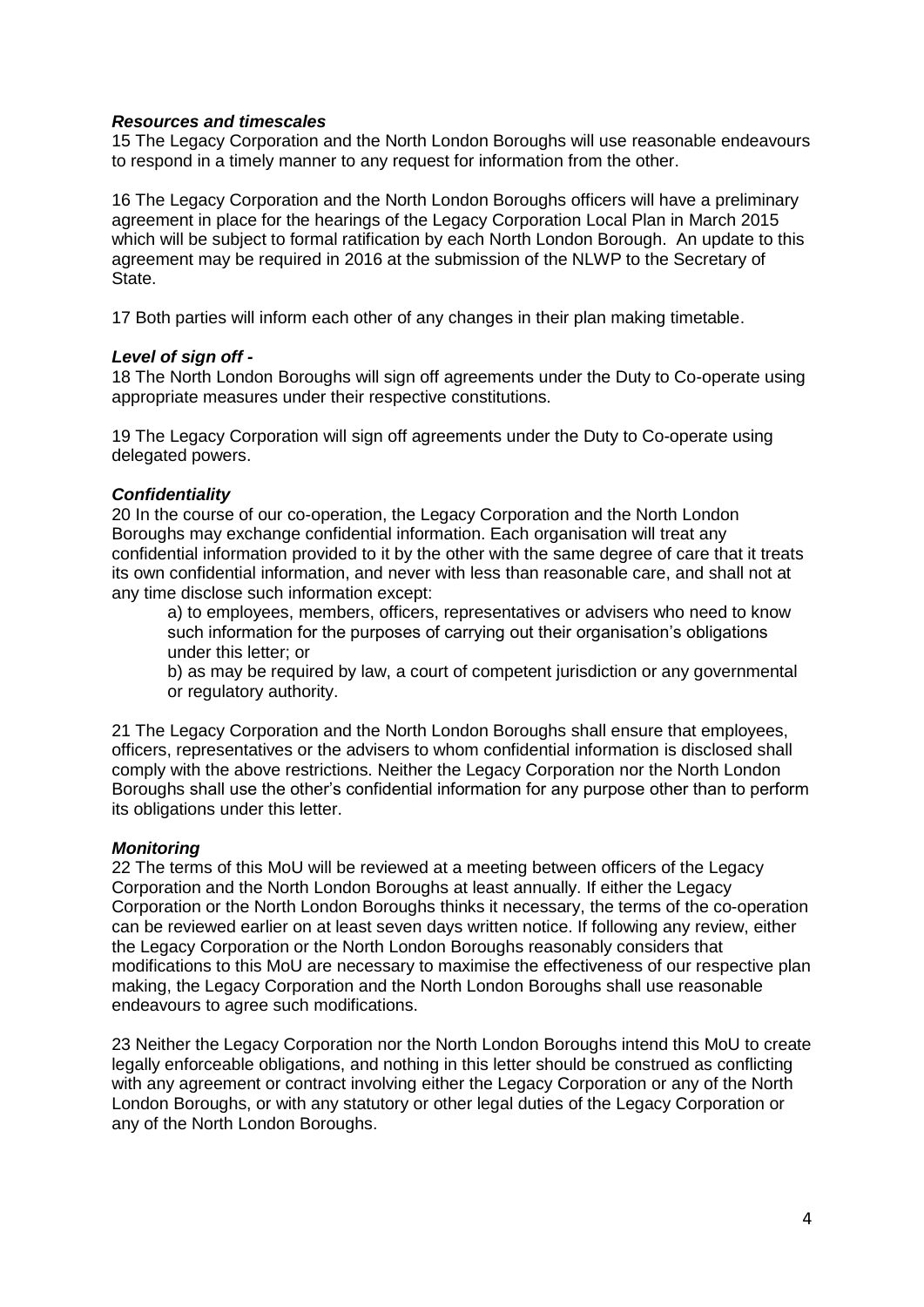***Resources and timescales***

15 The Legacy Corporation and the North London Boroughs will use reasonable endeavours to respond in a timely manner to any request for information from the other.

16 The Legacy Corporation and the North London Boroughs officers will have a preliminary agreement in place for the hearings of the Legacy Corporation Local Plan in March 2015 which will be subject to formal ratification by each North London Borough. An update to this agreement may be required in 2016 at the submission of the NLWP to the Secretary of State.

17 Both parties will inform each other of any changes in their plan making timetable.

***Level of sign off -***

18 The North London Boroughs will sign off agreements under the Duty to Co-operate using appropriate measures under their respective constitutions.

19 The Legacy Corporation will sign off agreements under the Duty to Co-operate using delegated powers.

***Confidentiality***

20 In the course of our co-operation, the Legacy Corporation and the North London Boroughs may exchange confidential information. Each organisation will treat any confidential information provided to it by the other with the same degree of care that it treats its own confidential information, and never with less than reasonable care, and shall not at any time disclose such information except:

a) to employees, members, officers, representatives or advisers who need to know such information for the purposes of carrying out their organisation's obligations under this letter; or

b) as may be required by law, a court of competent jurisdiction or any governmental or regulatory authority.

21 The Legacy Corporation and the North London Boroughs shall ensure that employees, officers, representatives or the advisers to whom confidential information is disclosed shall comply with the above restrictions. Neither the Legacy Corporation nor the North London Boroughs shall use the other's confidential information for any purpose other than to perform its obligations under this letter.

***Monitoring***

22 The terms of this MoU will be reviewed at a meeting between officers of the Legacy Corporation and the North London Boroughs at least annually. If either the Legacy Corporation or the North London Boroughs thinks it necessary, the terms of the co-operation can be reviewed earlier on at least seven days written notice. If following any review, either the Legacy Corporation or the North London Boroughs reasonably considers that modifications to this MoU are necessary to maximise the effectiveness of our respective plan making, the Legacy Corporation and the North London Boroughs shall use reasonable endeavours to agree such modifications.

23 Neither the Legacy Corporation nor the North London Boroughs intend this MoU to create legally enforceable obligations, and nothing in this letter should be construed as conflicting with any agreement or contract involving either the Legacy Corporation or any of the North London Boroughs, or with any statutory or other legal duties of the Legacy Corporation or any of the North London Boroughs.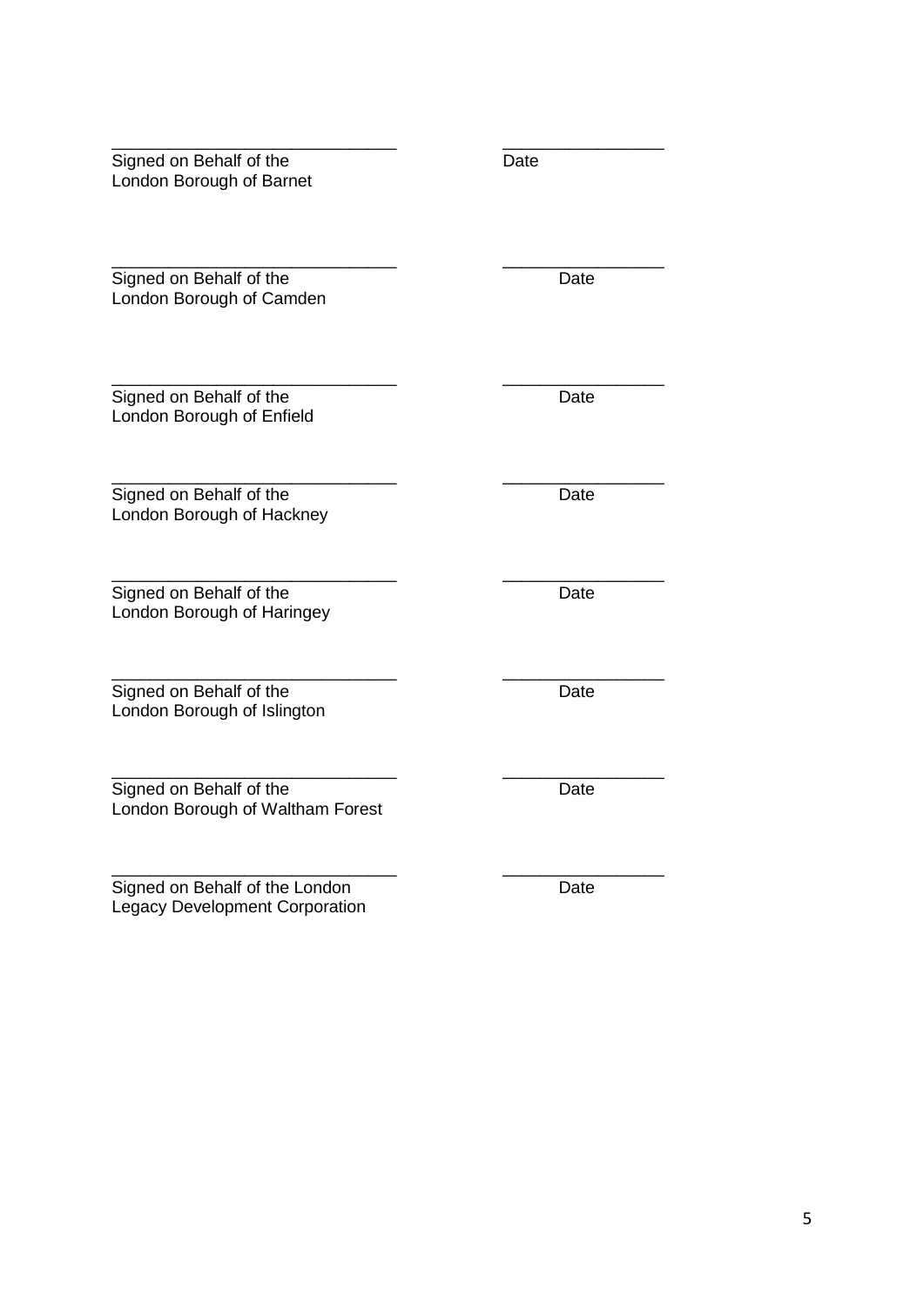\_\_\_\_\_\_\_\_\_\_\_\_\_\_\_\_\_\_\_\_\_\_\_\_\_\_\_\_\_\_ \_\_\_\_\_\_\_\_\_\_\_\_\_\_\_\_\_

Signed on Behalf of the London Borough of Barnet — Date

\_\_\_\_\_\_\_\_\_\_\_\_\_\_\_\_\_\_\_\_\_\_\_\_\_\_\_\_\_\_ \_\_\_\_\_\_\_\_\_\_\_\_\_\_\_\_\_

Signed on Behalf of the London Borough of Camden — Date

\_\_\_\_\_\_\_\_\_\_\_\_\_\_\_\_\_\_\_\_\_\_\_\_\_\_\_\_\_\_ \_\_\_\_\_\_\_\_\_\_\_\_\_\_\_\_\_

Signed on Behalf of the London Borough of Enfield — Date

\_\_\_\_\_\_\_\_\_\_\_\_\_\_\_\_\_\_\_\_\_\_\_\_\_\_\_\_\_\_ \_\_\_\_\_\_\_\_\_\_\_\_\_\_\_\_\_

Signed on Behalf of the London Borough of Hackney — Date

\_\_\_\_\_\_\_\_\_\_\_\_\_\_\_\_\_\_\_\_\_\_\_\_\_\_\_\_\_\_ \_\_\_\_\_\_\_\_\_\_\_\_\_\_\_\_\_

Signed on Behalf of the London Borough of Haringey — Date

\_\_\_\_\_\_\_\_\_\_\_\_\_\_\_\_\_\_\_\_\_\_\_\_\_\_\_\_\_\_ \_\_\_\_\_\_\_\_\_\_\_\_\_\_\_\_\_

Signed on Behalf of the London Borough of Islington — Date

\_\_\_\_\_\_\_\_\_\_\_\_\_\_\_\_\_\_\_\_\_\_\_\_\_\_\_\_\_\_ \_\_\_\_\_\_\_\_\_\_\_\_\_\_\_\_\_

Signed on Behalf of the London Borough of Waltham Forest — Date

\_\_\_\_\_\_\_\_\_\_\_\_\_\_\_\_\_\_\_\_\_\_\_\_\_\_\_\_\_\_ \_\_\_\_\_\_\_\_\_\_\_\_\_\_\_\_\_

Signed on Behalf of the London Legacy Development Corporation — Date